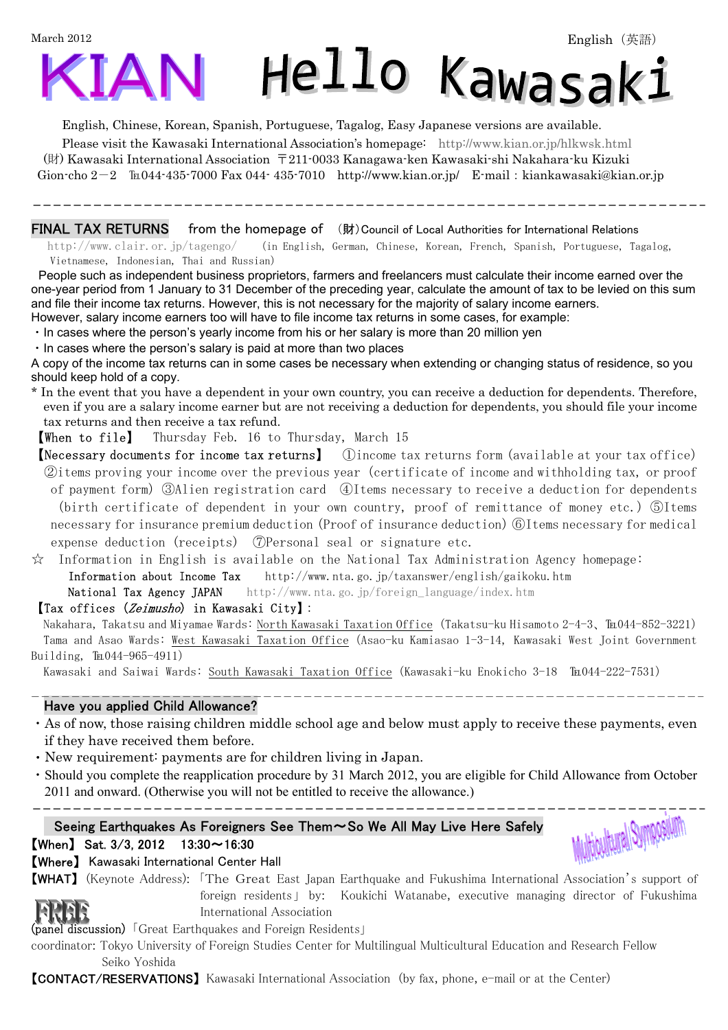March 2012

English（英語）

# KIAN Hello Kawasaki

English, Chinese, Korean, Spanish, Portuguese, Tagalog, Easy Japanese versions are available.

Please visit the Kawasaki International Association's homepage: http://www.kian.or.jp/hlkwsk.html

(財) Kawasaki International Association 〒211-0033 Kanagawa-ken Kawasaki-shi Nakahara-ku Kizuki Gion-cho 2－2 ℡044-435-7000 Fax 044- 435-7010 http://www.kian.or.jp/ E-mail：kiankawasaki@kian.or.jp

---

## FINAL TAX RETURNS

from the homepage of (財)Council of Local Authorities for International Relations http://www.clair.or.jp/tagengo/ (in English, German, Chinese, Korean, French, Spanish, Portuguese, Tagalog, Vietnamese, Indonesian, Thai and Russian)

People such as independent business proprietors, farmers and freelancers must calculate their income earned over the one-year period from 1 January to 31 December of the preceding year, calculate the amount of tax to be levied on this sum and file their income tax returns. However, this is not necessary for the majority of salary income earners.

However, salary income earners too will have to file income tax returns in some cases, for example:

・In cases where the person's yearly income from his or her salary is more than 20 million yen

・In cases where the person's salary is paid at more than two places

A copy of the income tax returns can in some cases be necessary when extending or changing status of residence, so you should keep hold of a copy.

* In the event that you have a dependent in your own country, you can receive a deduction for dependents. Therefore, even if you are a salary income earner but are not receiving a deduction for dependents, you should file your income tax returns and then receive a tax refund.

【When to file】 Thursday Feb. 16 to Thursday, March 15

【Necessary documents for income tax returns】 ①income tax returns form (available at your tax office) ②items proving your income over the previous year (certificate of income and withholding tax, or proof of payment form) ③Alien registration card ④Items necessary to receive a deduction for dependents (birth certificate of dependent in your own country, proof of remittance of money etc.) ⑤Items necessary for insurance premium deduction (Proof of insurance deduction) ⑥Items necessary for medical expense deduction (receipts) ⑦Personal seal or signature etc.

☆ Information in English is available on the National Tax Administration Agency homepage:

Information about Income Tax http://www.nta.go.jp/taxanswer/english/gaikoku.htm

National Tax Agency JAPAN http://www.nta.go.jp/foreign_language/index.htm

【Tax offices (*Zeimusho*) in Kawasaki City】:

Nakahara, Takatsu and Miyamae Wards: North Kawasaki Taxation Office (Takatsu-ku Hisamoto 2-4-3、℡044-852-3221)

Tama and Asao Wards: West Kawasaki Taxation Office (Asao-ku Kamiasao 1-3-14, Kawasaki West Joint Government Building, ℡044-965-4911)

Kawasaki and Saiwai Wards: South Kawasaki Taxation Office (Kawasaki-ku Enokicho 3-18 ℡044-222-7531)

---

## Have you applied Child Allowance?

・As of now, those raising children middle school age and below must apply to receive these payments, even if they have received them before.

・New requirement: payments are for children living in Japan.

・Should you complete the reapplication procedure by 31 March 2012, you are eligible for Child Allowance from October 2011 and onward. (Otherwise you will not be entitled to receive the allowance.)

---

## Seeing Earthquakes As Foreigners See Them～So We All May Live Here Safely

Multicultural Symposium

【When】 Sat. 3/3, 2012 13:30～16:30

【Where】 Kawasaki International Center Hall

【WHAT】(Keynote Address):「The Great East Japan Earthquake and Fukushima International Association's support of foreign residents」 by: Koukichi Watanabe, executive managing director of Fukushima International Association

FREE

(panel discussion)「Great Earthquakes and Foreign Residents」

coordinator: Tokyo University of Foreign Studies Center for Multilingual Multicultural Education and Research Fellow Seiko Yoshida

【CONTACT/RESERVATIONS】 Kawasaki International Association (by fax, phone, e-mail or at the Center)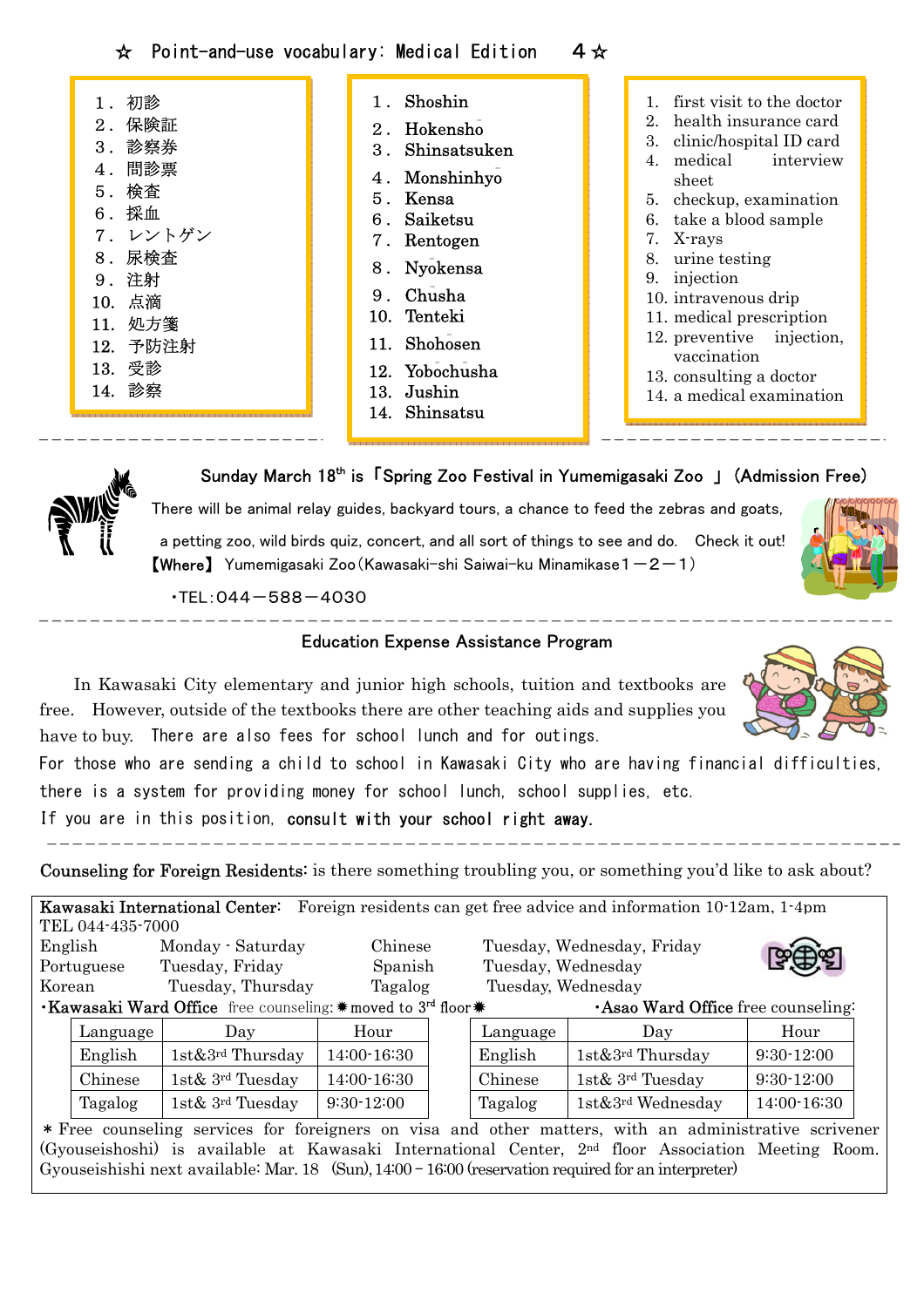## ☆ Point-and-use vocabulary: Medical Edition 4☆

| | | |
|---|---|---|
| 1．初診 | 1．Shoshin | 1. first visit to the doctor |
| 2．保険証 | 2．Hokensho | 2. health insurance card |
| 3．診察券 | 3．Shinsatsuken | 3. clinic/hospital ID card |
| 4．問診票 | 4．Monshinhyo | 4. medical interview sheet |
| 5．検査 | 5．Kensa | 5. checkup, examination |
| 6．採血 | 6．Saiketsu | 6. take a blood sample |
| 7．レントゲン | 7．Rentogen | 7. X-rays |
| 8．尿検査 | 8．Nyokensa | 8. urine testing |
| 9．注射 | 9．Chusha | 9. injection |
| 10. 点滴 | 10. Tenteki | 10. intravenous drip |
| 11. 処方箋 | 11. Shohosen | 11. medical prescription |
| 12. 予防注射 | 12. Yobochusha | 12. preventive injection, vaccination |
| 13. 受診 | 13. Jushin | 13. consulting a doctor |
| 14. 診察 | 14. Shinsatsu | 14. a medical examination |

---

### Sunday March 18th is「Spring Zoo Festival in Yumemigasaki Zoo 」(Admission Free)

There will be animal relay guides, backyard tours, a chance to feed the zebras and goats, a petting zoo, wild birds quiz, concert, and all sort of things to see and do. Check it out!

【Where】 Yumemigasaki Zoo(Kawasaki-shi Saiwai-ku Minamikase１－２－１)

・TEL：044－588－4030

---

### Education Expense Assistance Program

In Kawasaki City elementary and junior high schools, tuition and textbooks are free. However, outside of the textbooks there are other teaching aids and supplies you have to buy. There are also fees for school lunch and for outings.

For those who are sending a child to school in Kawasaki City who are having financial difficulties, there is a system for providing money for school lunch, school supplies, etc.

If you are in this position, **consult with your school right away.**

---

**Counseling for Foreign Residents:** is there something troubling you, or something you'd like to ask about?

**Kawasaki International Center:** Foreign residents can get free advice and information 10-12am, 1-4pm
TEL 044-435-7000

| | | | |
|---|---|---|---|
| English | Monday - Saturday | Chinese | Tuesday, Wednesday, Friday |
| Portuguese | Tuesday, Friday | Spanish | Tuesday, Wednesday |
| Korean | Tuesday, Thursday | Tagalog | Tuesday, Wednesday |

・**Kawasaki Ward Office** free counseling: ✹moved to 3rd floor✹

| Language | Day | Hour |
|---|---|---|
| English | 1st&3rd Thursday | 14:00-16:30 |
| Chinese | 1st& 3rd Tuesday | 14:00-16:30 |
| Tagalog | 1st& 3rd Tuesday | 9:30-12:00 |

・**Asao Ward Office** free counseling:

| Language | Day | Hour |
|---|---|---|
| English | 1st&3rd Thursday | 9:30-12:00 |
| Chinese | 1st& 3rd Tuesday | 9:30-12:00 |
| Tagalog | 1st&3rd Wednesday | 14:00-16:30 |

＊Free counseling services for foreigners on visa and other matters, with an administrative scrivener (Gyouseishoshi) is available at Kawasaki International Center, 2nd floor Association Meeting Room. Gyouseishishi next available: Mar. 18 (Sun), 14:00－16:00 (reservation required for an interpreter)